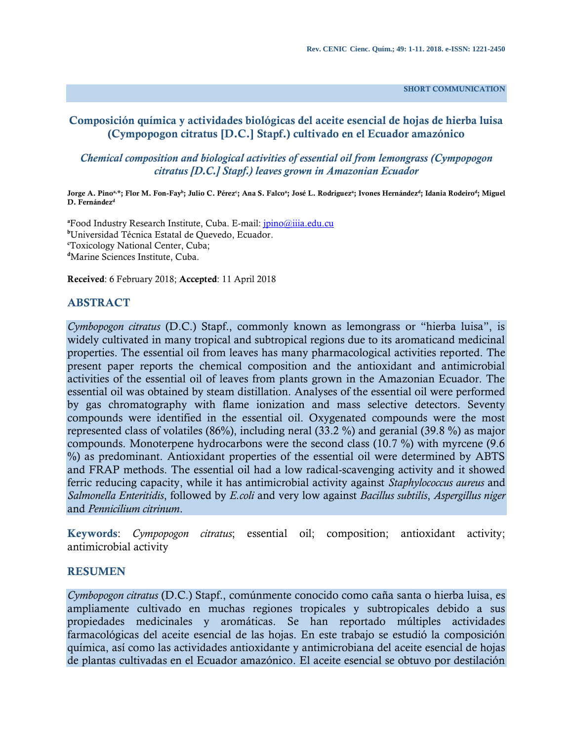SHORT COMMUNICATION

# Composición química y actividades biológicas del aceite esencial de hojas de hierba luisa (Cympopogon citratus [D.C.] Stapf.) cultivado en el Ecuador amazónico

## *Chemical composition and biological activities of essential oil from lemongrass (Cympopogon citratus [D.C.] Stapf.) leaves grown in Amazonian Ecuador*

**Jorge A. Pino[a,*]; Flor M. Fon-Fay[b]; Julio C. Pérez[c]; Ana S. Falco[a]; José L. Rodríguez[a]; Ivones Hernández[d]; Idania Rodeiro[d]; Miguel D. Fernández[d]**

[a]Food Industry Research Institute, Cuba. E-mail: jpino@iiia.edu.cu
[b]Universidad Técnica Estatal de Quevedo, Ecuador.
[c]Toxicology National Center, Cuba;
[d]Marine Sciences Institute, Cuba.

**Received**: 6 February 2018; **Accepted**: 11 April 2018

## ABSTRACT

*Cymbopogon citratus* (D.C.) Stapf., commonly known as lemongrass or "hierba luisa", is widely cultivated in many tropical and subtropical regions due to its aromaticand medicinal properties. The essential oil from leaves has many pharmacological activities reported. The present paper reports the chemical composition and the antioxidant and antimicrobial activities of the essential oil of leaves from plants grown in the Amazonian Ecuador. The essential oil was obtained by steam distillation. Analyses of the essential oil were performed by gas chromatography with flame ionization and mass selective detectors. Seventy compounds were identified in the essential oil. Oxygenated compounds were the most represented class of volatiles (86%), including neral (33.2 %) and geranial (39.8 %) as major compounds. Monoterpene hydrocarbons were the second class (10.7 %) with myrcene (9.6 %) as predominant. Antioxidant properties of the essential oil were determined by ABTS and FRAP methods. The essential oil had a low radical-scavenging activity and it showed ferric reducing capacity, while it has antimicrobial activity against *Staphylococcus aureus* and *Salmonella Enteritidis*, followed by *E.coli* and very low against *Bacillus subtilis*, *Aspergillus niger* and *Pennicilium citrinum*.

**Keywords**: *Cympopogon citratus*; essential oil; composition; antioxidant activity; antimicrobial activity

## RESUMEN

*Cymbopogon citratus* (D.C.) Stapf., comúnmente conocido como caña santa o hierba luisa, es ampliamente cultivado en muchas regiones tropicales y subtropicales debido a sus propiedades medicinales y aromáticas. Se han reportado múltiples actividades farmacológicas del aceite esencial de las hojas. En este trabajo se estudió la composición química, así como las actividades antioxidante y antimicrobiana del aceite esencial de hojas de plantas cultivadas en el Ecuador amazónico. El aceite esencial se obtuvo por destilación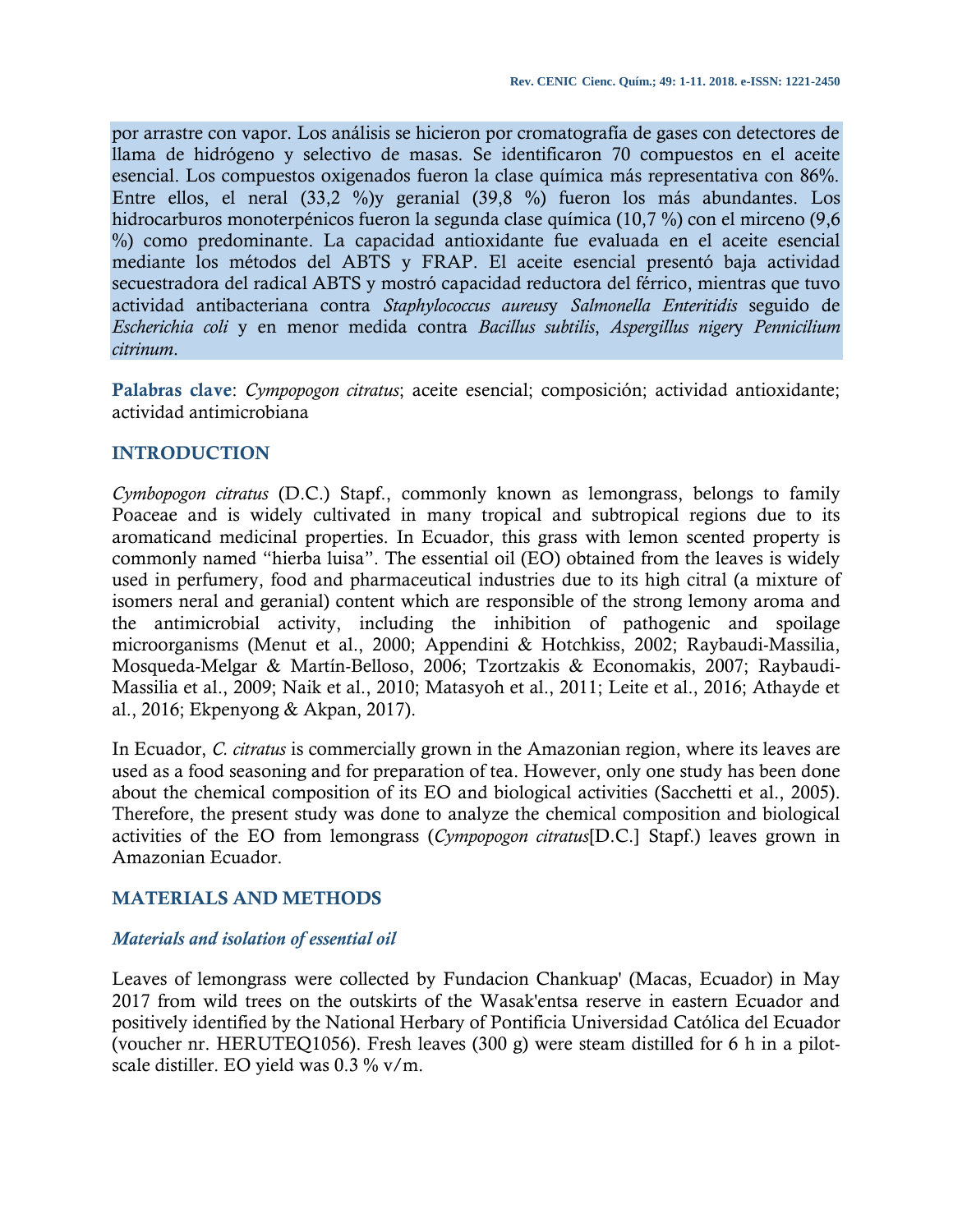por arrastre con vapor. Los análisis se hicieron por cromatografía de gases con detectores de llama de hidrógeno y selectivo de masas. Se identificaron 70 compuestos en el aceite esencial. Los compuestos oxigenados fueron la clase química más representativa con 86%. Entre ellos, el neral (33,2 %)y geranial (39,8 %) fueron los más abundantes. Los hidrocarburos monoterpénicos fueron la segunda clase química (10,7 %) con el mirceno (9,6 %) como predominante. La capacidad antioxidante fue evaluada en el aceite esencial mediante los métodos del ABTS y FRAP. El aceite esencial presentó baja actividad secuestradora del radical ABTS y mostró capacidad reductora del férrico, mientras que tuvo actividad antibacteriana contra *Staphylococcus aureus*y *Salmonella Enteritidis* seguido de *Escherichia coli* y en menor medida contra *Bacillus subtilis*, *Aspergillus niger*y *Pennicilium citrinum*.

**Palabras clave**: *Cympopogon citratus*; aceite esencial; composición; actividad antioxidante; actividad antimicrobiana

## INTRODUCTION

*Cymbopogon citratus* (D.C.) Stapf., commonly known as lemongrass, belongs to family Poaceae and is widely cultivated in many tropical and subtropical regions due to its aromaticand medicinal properties. In Ecuador, this grass with lemon scented property is commonly named "hierba luisa". The essential oil (EO) obtained from the leaves is widely used in perfumery, food and pharmaceutical industries due to its high citral (a mixture of isomers neral and geranial) content which are responsible of the strong lemony aroma and the antimicrobial activity, including the inhibition of pathogenic and spoilage microorganisms (Menut et al., 2000; Appendini & Hotchkiss, 2002; Raybaudi-Massilia, Mosqueda-Melgar & Martín-Belloso, 2006; Tzortzakis & Economakis, 2007; Raybaudi-Massilia et al., 2009; Naik et al., 2010; Matasyoh et al., 2011; Leite et al., 2016; Athayde et al., 2016; Ekpenyong & Akpan, 2017).

In Ecuador, *C. citratus* is commercially grown in the Amazonian region, where its leaves are used as a food seasoning and for preparation of tea. However, only one study has been done about the chemical composition of its EO and biological activities (Sacchetti et al., 2005). Therefore, the present study was done to analyze the chemical composition and biological activities of the EO from lemongrass (*Cympopogon citratus*[D.C.] Stapf.) leaves grown in Amazonian Ecuador.

## MATERIALS AND METHODS

### *Materials and isolation of essential oil*

Leaves of lemongrass were collected by Fundacion Chankuap' (Macas, Ecuador) in May 2017 from wild trees on the outskirts of the Wasak'entsa reserve in eastern Ecuador and positively identified by the National Herbary of Pontificia Universidad Católica del Ecuador (voucher nr. HERUTEQ1056). Fresh leaves (300 g) were steam distilled for 6 h in a pilot-scale distiller. EO yield was 0.3 % v/m.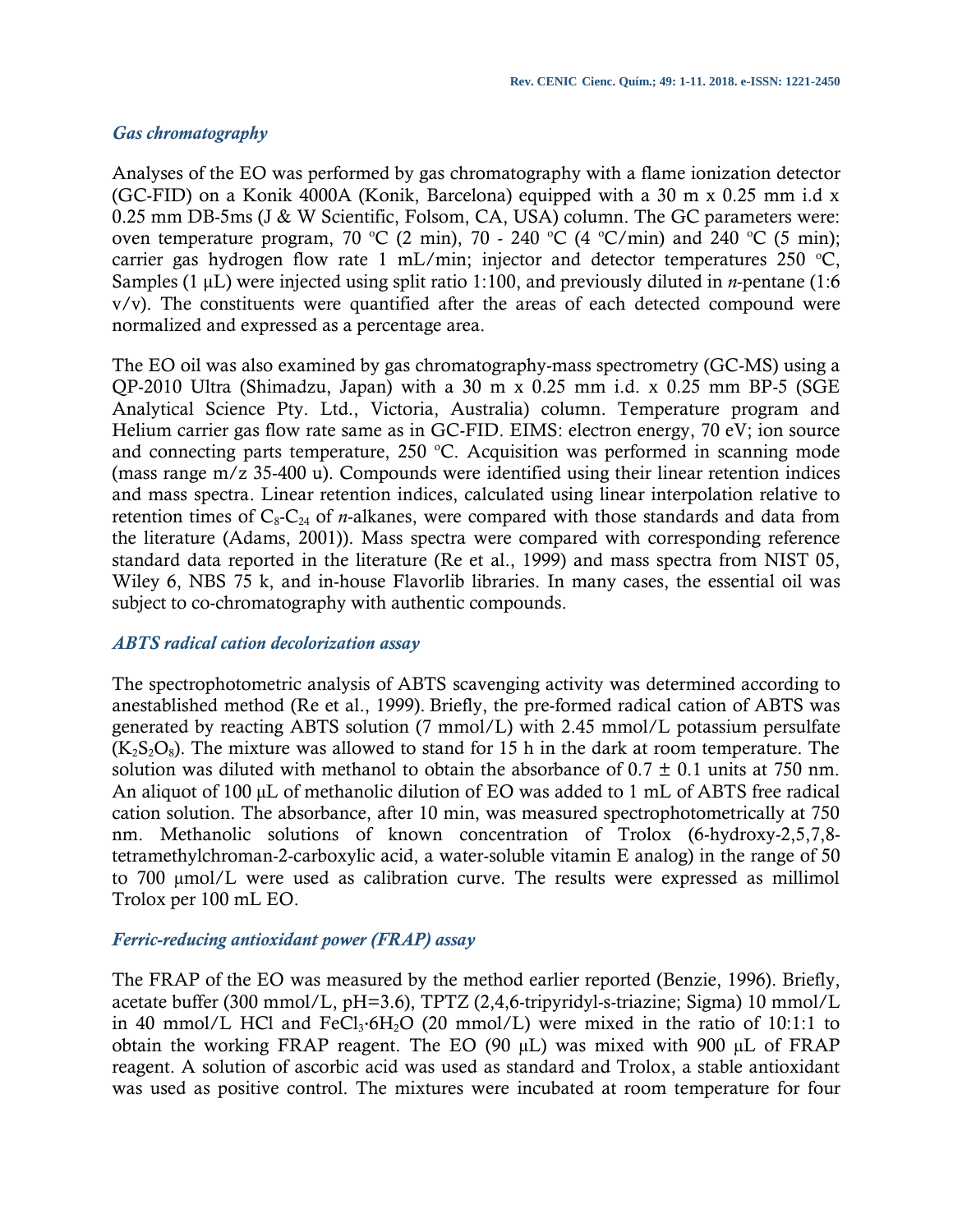### *Gas chromatography*

Analyses of the EO was performed by gas chromatography with a flame ionization detector (GC-FID) on a Konik 4000A (Konik, Barcelona) equipped with a 30 m x 0.25 mm i.d x 0.25 mm DB-5ms (J & W Scientific, Folsom, CA, USA) column. The GC parameters were: oven temperature program, 70 ºC (2 min), 70 - 240 ºC (4 ºC/min) and 240 ºC (5 min); carrier gas hydrogen flow rate 1 mL/min; injector and detector temperatures 250 ºC, Samples (1 µL) were injected using split ratio 1:100, and previously diluted in *n*-pentane (1:6 v/v). The constituents were quantified after the areas of each detected compound were normalized and expressed as a percentage area.

The EO oil was also examined by gas chromatography-mass spectrometry (GC-MS) using a QP-2010 Ultra (Shimadzu, Japan) with a 30 m x 0.25 mm i.d. x 0.25 mm BP-5 (SGE Analytical Science Pty. Ltd., Victoria, Australia) column. Temperature program and Helium carrier gas flow rate same as in GC-FID. EIMS: electron energy, 70 eV; ion source and connecting parts temperature, 250 ºC. Acquisition was performed in scanning mode (mass range m/z 35-400 u). Compounds were identified using their linear retention indices and mass spectra. Linear retention indices, calculated using linear interpolation relative to retention times of $C_8$-$C_{24}$ of *n*-alkanes, were compared with those standards and data from the literature (Adams, 2001)). Mass spectra were compared with corresponding reference standard data reported in the literature (Re et al., 1999) and mass spectra from NIST 05, Wiley 6, NBS 75 k, and in-house Flavorlib libraries. In many cases, the essential oil was subject to co-chromatography with authentic compounds.

### *ABTS radical cation decolorization assay*

The spectrophotometric analysis of ABTS scavenging activity was determined according to anestablished method (Re et al., 1999). Briefly, the pre-formed radical cation of ABTS was generated by reacting ABTS solution (7 mmol/L) with 2.45 mmol/L potassium persulfate ($K_2S_2O_8$). The mixture was allowed to stand for 15 h in the dark at room temperature. The solution was diluted with methanol to obtain the absorbance of 0.7 ± 0.1 units at 750 nm. An aliquot of 100 µL of methanolic dilution of EO was added to 1 mL of ABTS free radical cation solution. The absorbance, after 10 min, was measured spectrophotometrically at 750 nm. Methanolic solutions of known concentration of Trolox (6-hydroxy-2,5,7,8-tetramethylchroman-2-carboxylic acid, a water-soluble vitamin E analog) in the range of 50 to 700 µmol/L were used as calibration curve. The results were expressed as millimol Trolox per 100 mL EO.

### *Ferric-reducing antioxidant power (FRAP) assay*

The FRAP of the EO was measured by the method earlier reported (Benzie, 1996). Briefly, acetate buffer (300 mmol/L, pH=3.6), TPTZ (2,4,6-tripyridyl-s-triazine; Sigma) 10 mmol/L in 40 mmol/L HCl and $FeCl_3 \cdot 6H_2O$ (20 mmol/L) were mixed in the ratio of 10:1:1 to obtain the working FRAP reagent. The EO (90 µL) was mixed with 900 µL of FRAP reagent. A solution of ascorbic acid was used as standard and Trolox, a stable antioxidant was used as positive control. The mixtures were incubated at room temperature for four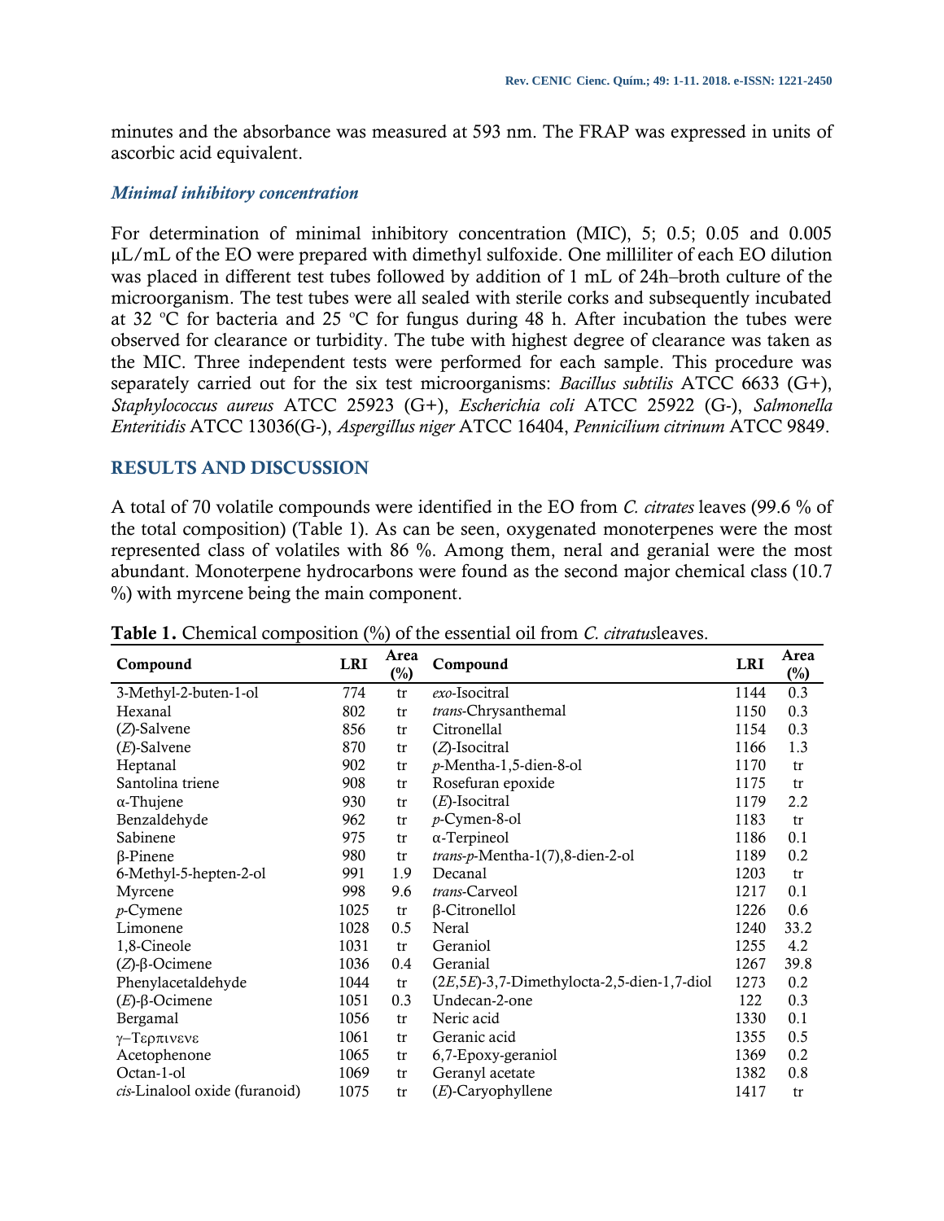minutes and the absorbance was measured at 593 nm. The FRAP was expressed in units of ascorbic acid equivalent.

### *Minimal inhibitory concentration*

For determination of minimal inhibitory concentration (MIC), 5; 0.5; 0.05 and 0.005 µL/mL of the EO were prepared with dimethyl sulfoxide. One milliliter of each EO dilution was placed in different test tubes followed by addition of 1 mL of 24h–broth culture of the microorganism. The test tubes were all sealed with sterile corks and subsequently incubated at 32 ºC for bacteria and 25 ºC for fungus during 48 h. After incubation the tubes were observed for clearance or turbidity. The tube with highest degree of clearance was taken as the MIC. Three independent tests were performed for each sample. This procedure was separately carried out for the six test microorganisms: *Bacillus subtilis* ATCC 6633 (G+), *Staphylococcus aureus* ATCC 25923 (G+), *Escherichia coli* ATCC 25922 (G-), *Salmonella Enteritidis* ATCC 13036(G-), *Aspergillus niger* ATCC 16404, *Pennicilium citrinum* ATCC 9849.

## RESULTS AND DISCUSSION

A total of 70 volatile compounds were identified in the EO from *C. citrates* leaves (99.6 % of the total composition) (Table 1). As can be seen, oxygenated monoterpenes were the most represented class of volatiles with 86 %. Among them, neral and geranial were the most abundant. Monoterpene hydrocarbons were found as the second major chemical class (10.7 %) with myrcene being the main component.

**Table 1.** Chemical composition (%) of the essential oil from *C. citratus*leaves.

| Compound | LRI | Area (%) | Compound | LRI | Area (%) |
|---|---|---|---|---|---|
| 3-Methyl-2-buten-1-ol | 774 | tr | *exo*-Isocitral | 1144 | 0.3 |
| Hexanal | 802 | tr | *trans*-Chrysanthemal | 1150 | 0.3 |
| (*Z*)-Salvene | 856 | tr | Citronellal | 1154 | 0.3 |
| (*E*)-Salvene | 870 | tr | (*Z*)-Isocitral | 1166 | 1.3 |
| Heptanal | 902 | tr | *p*-Mentha-1,5-dien-8-ol | 1170 | tr |
| Santolina triene | 908 | tr | Rosefuran epoxide | 1175 | tr |
| α-Thujene | 930 | tr | (*E*)-Isocitral | 1179 | 2.2 |
| Benzaldehyde | 962 | tr | *p*-Cymen-8-ol | 1183 | tr |
| Sabinene | 975 | tr | α-Terpineol | 1186 | 0.1 |
| β-Pinene | 980 | tr | *trans*-*p*-Mentha-1(7),8-dien-2-ol | 1189 | 0.2 |
| 6-Methyl-5-hepten-2-ol | 991 | 1.9 | Decanal | 1203 | tr |
| Myrcene | 998 | 9.6 | *trans*-Carveol | 1217 | 0.1 |
| *p*-Cymene | 1025 | tr | β-Citronellol | 1226 | 0.6 |
| Limonene | 1028 | 0.5 | Neral | 1240 | 33.2 |
| 1,8-Cineole | 1031 | tr | Geraniol | 1255 | 4.2 |
| (*Z*)-β-Ocimene | 1036 | 0.4 | Geranial | 1267 | 39.8 |
| Phenylacetaldehyde | 1044 | tr | (2*E*,5*E*)-3,7-Dimethylocta-2,5-dien-1,7-diol | 1273 | 0.2 |
| (*E*)-β-Ocimene | 1051 | 0.3 | Undecan-2-one | 122 | 0.3 |
| Bergamal | 1056 | tr | Neric acid | 1330 | 0.1 |
| γ–Τερπινενε | 1061 | tr | Geranic acid | 1355 | 0.5 |
| Acetophenone | 1065 | tr | 6,7-Epoxy-geraniol | 1369 | 0.2 |
| Octan-1-ol | 1069 | tr | Geranyl acetate | 1382 | 0.8 |
| *cis*-Linalool oxide (furanoid) | 1075 | tr | (*E*)-Caryophyllene | 1417 | tr |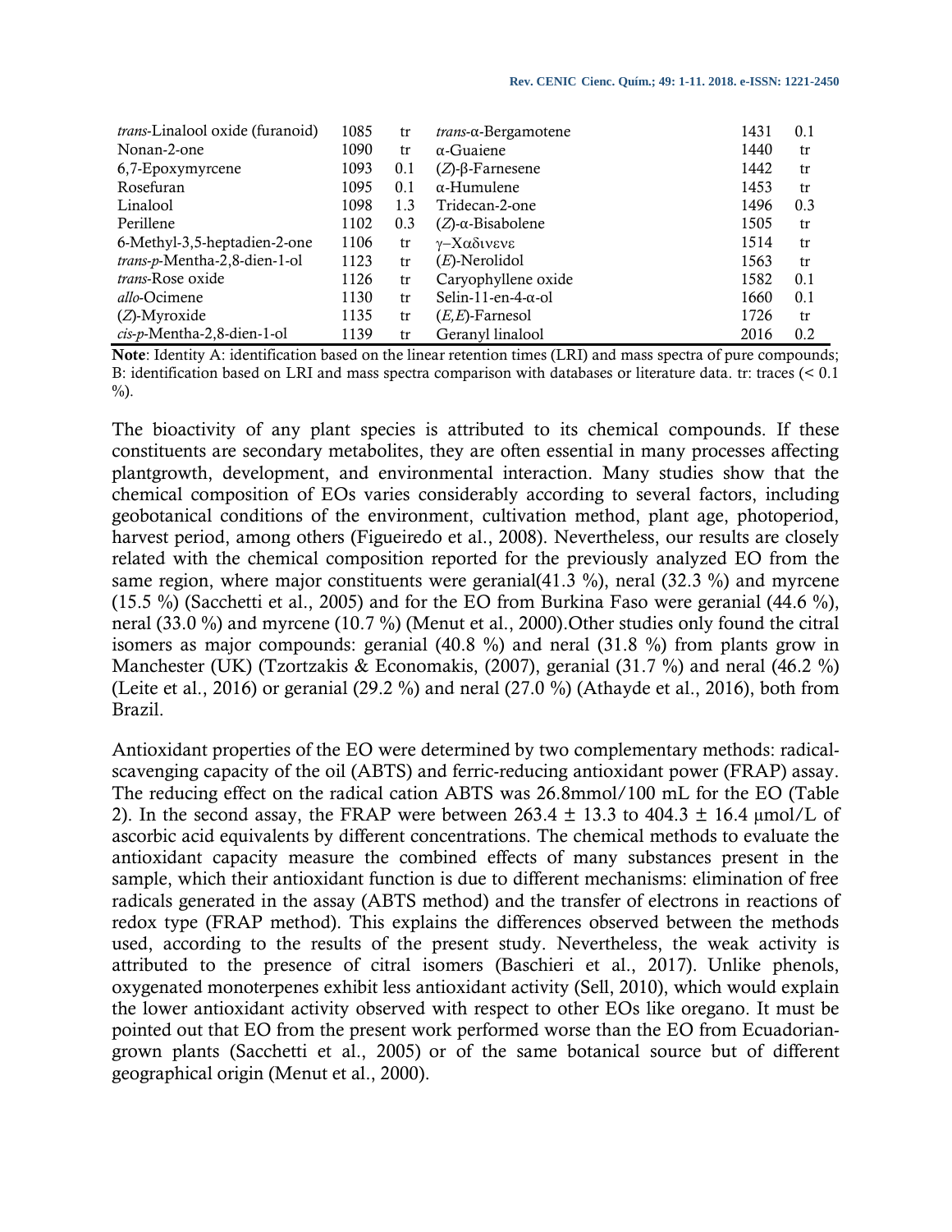| | | | | | |
|---|---|---|---|---|---|
| *trans*-Linalool oxide (furanoid) | 1085 | tr | *trans*-α-Bergamotene | 1431 | 0.1 |
| Nonan-2-one | 1090 | tr | α-Guaiene | 1440 | tr |
| 6,7-Epoxymyrcene | 1093 | 0.1 | (*Z*)-β-Farnesene | 1442 | tr |
| Rosefuran | 1095 | 0.1 | α-Humulene | 1453 | tr |
| Linalool | 1098 | 1.3 | Tridecan-2-one | 1496 | 0.3 |
| Perillene | 1102 | 0.3 | (*Z*)-α-Bisabolene | 1505 | tr |
| 6-Methyl-3,5-heptadien-2-one | 1106 | tr | γ–Χαδινενε | 1514 | tr |
| *trans-p*-Mentha-2,8-dien-1-ol | 1123 | tr | (*E*)-Nerolidol | 1563 | tr |
| *trans*-Rose oxide | 1126 | tr | Caryophyllene oxide | 1582 | 0.1 |
| *allo*-Ocimene | 1130 | tr | Selin-11-en-4-α-ol | 1660 | 0.1 |
| (*Z*)-Myroxide | 1135 | tr | (*E,E*)-Farnesol | 1726 | tr |
| *cis-p*-Mentha-2,8-dien-1-ol | 1139 | tr | Geranyl linalool | 2016 | 0.2 |

**Note**: Identity A: identification based on the linear retention times (LRI) and mass spectra of pure compounds; B: identification based on LRI and mass spectra comparison with databases or literature data. tr: traces (< 0.1 %).

The bioactivity of any plant species is attributed to its chemical compounds. If these constituents are secondary metabolites, they are often essential in many processes affecting plantgrowth, development, and environmental interaction. Many studies show that the chemical composition of EOs varies considerably according to several factors, including geobotanical conditions of the environment, cultivation method, plant age, photoperiod, harvest period, among others (Figueiredo et al., 2008). Nevertheless, our results are closely related with the chemical composition reported for the previously analyzed EO from the same region, where major constituents were geranial(41.3 %), neral (32.3 %) and myrcene (15.5 %) (Sacchetti et al., 2005) and for the EO from Burkina Faso were geranial (44.6 %), neral (33.0 %) and myrcene (10.7 %) (Menut et al., 2000).Other studies only found the citral isomers as major compounds: geranial (40.8 %) and neral (31.8 %) from plants grow in Manchester (UK) (Tzortzakis & Economakis, (2007), geranial (31.7 %) and neral (46.2 %) (Leite et al., 2016) or geranial (29.2 %) and neral (27.0 %) (Athayde et al., 2016), both from Brazil.

Antioxidant properties of the EO were determined by two complementary methods: radical-scavenging capacity of the oil (ABTS) and ferric-reducing antioxidant power (FRAP) assay. The reducing effect on the radical cation ABTS was 26.8mmol/100 mL for the EO (Table 2). In the second assay, the FRAP were between 263.4 ± 13.3 to 404.3 ± 16.4 µmol/L of ascorbic acid equivalents by different concentrations. The chemical methods to evaluate the antioxidant capacity measure the combined effects of many substances present in the sample, which their antioxidant function is due to different mechanisms: elimination of free radicals generated in the assay (ABTS method) and the transfer of electrons in reactions of redox type (FRAP method). This explains the differences observed between the methods used, according to the results of the present study. Nevertheless, the weak activity is attributed to the presence of citral isomers (Baschieri et al., 2017). Unlike phenols, oxygenated monoterpenes exhibit less antioxidant activity (Sell, 2010), which would explain the lower antioxidant activity observed with respect to other EOs like oregano. It must be pointed out that EO from the present work performed worse than the EO from Ecuadorian-grown plants (Sacchetti et al., 2005) or of the same botanical source but of different geographical origin (Menut et al., 2000).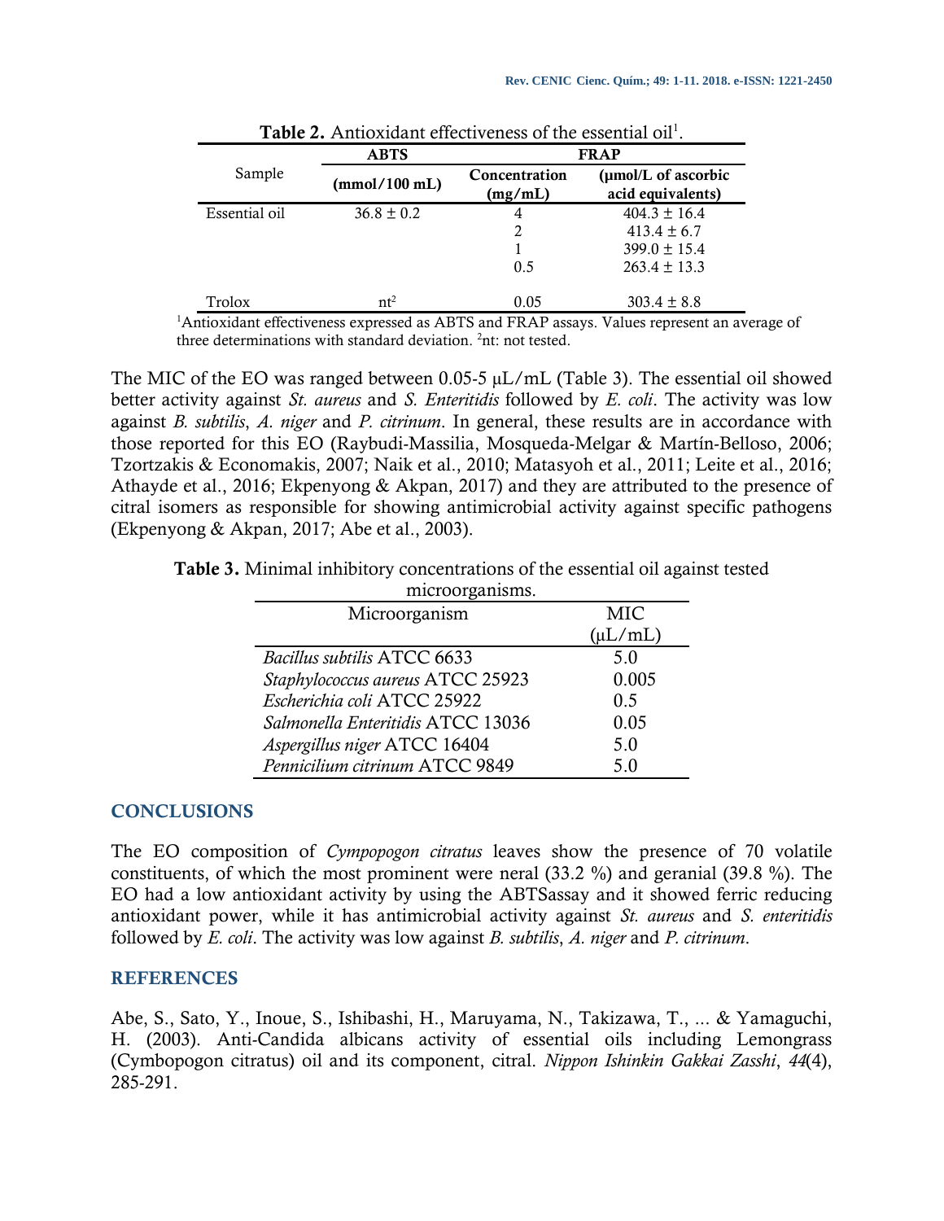**Table 2.** Antioxidant effectiveness of the essential oil[1].

| Sample | ABTS | FRAP | |
|---|---|---|---|
| | (mmol/100 mL) | Concentration (mg/mL) | (µmol/L of ascorbic acid equivalents) |
| Essential oil | 36.8 ± 0.2 | 4 | 404.3 ± 16.4 |
| | | 2 | 413.4 ± 6.7 |
| | | 1 | 399.0 ± 15.4 |
| | | 0.5 | 263.4 ± 13.3 |
| Trolox | nt[2] | 0.05 | 303.4 ± 8.8 |

[1]Antioxidant effectiveness expressed as ABTS and FRAP assays. Values represent an average of three determinations with standard deviation. [2]nt: not tested.

The MIC of the EO was ranged between 0.05-5 µL/mL (Table 3). The essential oil showed better activity against *St. aureus* and *S. Enteritidis* followed by *E. coli*. The activity was low against *B. subtilis*, *A. niger* and *P. citrinum*. In general, these results are in accordance with those reported for this EO (Raybudi-Massilia, Mosqueda-Melgar & Martín-Belloso, 2006; Tzortzakis & Economakis, 2007; Naik et al., 2010; Matasyoh et al., 2011; Leite et al., 2016; Athayde et al., 2016; Ekpenyong & Akpan, 2017) and they are attributed to the presence of citral isomers as responsible for showing antimicrobial activity against specific pathogens (Ekpenyong & Akpan, 2017; Abe et al., 2003).

**Table 3.** Minimal inhibitory concentrations of the essential oil against tested microorganisms.

| Microorganism | MIC (µL/mL) |
|---|---|
| *Bacillus subtilis* ATCC 6633 | 5.0 |
| *Staphylococcus aureus* ATCC 25923 | 0.005 |
| *Escherichia coli* ATCC 25922 | 0.5 |
| *Salmonella Enteritidis* ATCC 13036 | 0.05 |
| *Aspergillus niger* ATCC 16404 | 5.0 |
| *Pennicilium citrinum* ATCC 9849 | 5.0 |

## CONCLUSIONS

The EO composition of *Cympopogon citratus* leaves show the presence of 70 volatile constituents, of which the most prominent were neral (33.2 %) and geranial (39.8 %). The EO had a low antioxidant activity by using the ABTSassay and it showed ferric reducing antioxidant power, while it has antimicrobial activity against *St. aureus* and *S. enteritidis* followed by *E. coli*. The activity was low against *B. subtilis*, *A. niger* and *P. citrinum*.

## REFERENCES

Abe, S., Sato, Y., Inoue, S., Ishibashi, H., Maruyama, N., Takizawa, T., ... & Yamaguchi, H. (2003). Anti-Candida albicans activity of essential oils including Lemongrass (Cymbopogon citratus) oil and its component, citral. *Nippon Ishinkin Gakkai Zasshi*, *44*(4), 285-291.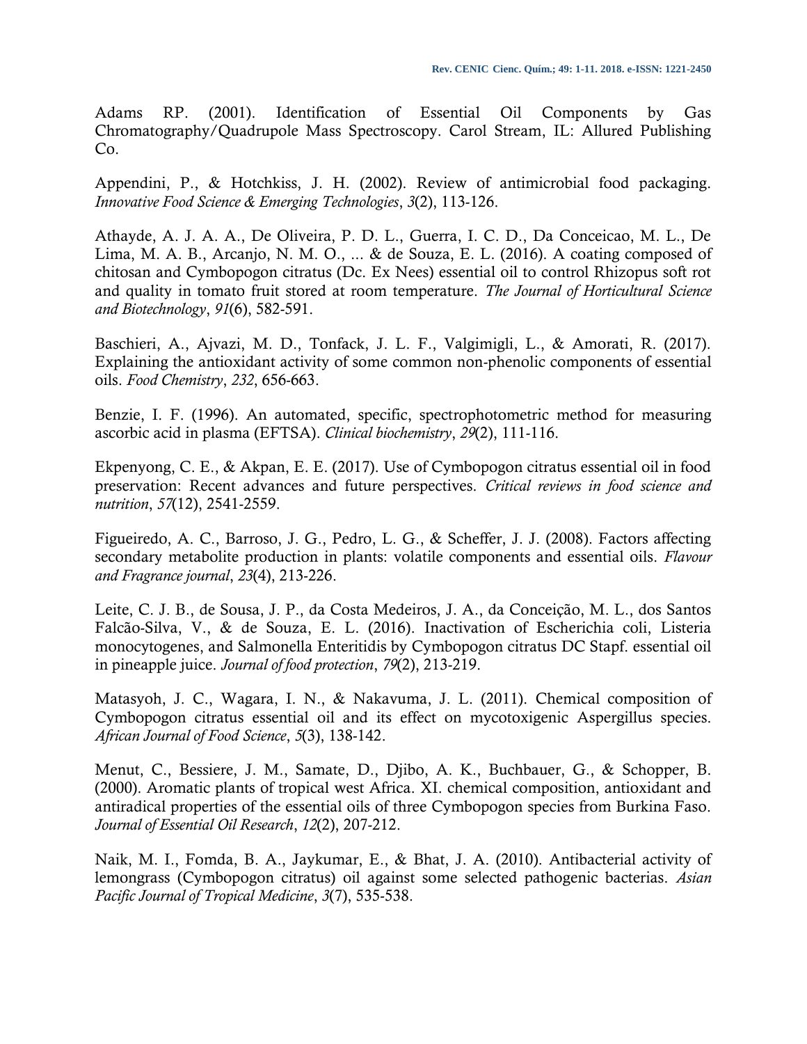Adams RP. (2001). Identification of Essential Oil Components by Gas Chromatography/Quadrupole Mass Spectroscopy. Carol Stream, IL: Allured Publishing Co.

Appendini, P., & Hotchkiss, J. H. (2002). Review of antimicrobial food packaging. *Innovative Food Science & Emerging Technologies*, *3*(2), 113-126.

Athayde, A. J. A. A., De Oliveira, P. D. L., Guerra, I. C. D., Da Conceicao, M. L., De Lima, M. A. B., Arcanjo, N. M. O., ... & de Souza, E. L. (2016). A coating composed of chitosan and Cymbopogon citratus (Dc. Ex Nees) essential oil to control Rhizopus soft rot and quality in tomato fruit stored at room temperature. *The Journal of Horticultural Science and Biotechnology*, *91*(6), 582-591.

Baschieri, A., Ajvazi, M. D., Tonfack, J. L. F., Valgimigli, L., & Amorati, R. (2017). Explaining the antioxidant activity of some common non-phenolic components of essential oils. *Food Chemistry*, *232*, 656-663.

Benzie, I. F. (1996). An automated, specific, spectrophotometric method for measuring ascorbic acid in plasma (EFTSA). *Clinical biochemistry*, *29*(2), 111-116.

Ekpenyong, C. E., & Akpan, E. E. (2017). Use of Cymbopogon citratus essential oil in food preservation: Recent advances and future perspectives. *Critical reviews in food science and nutrition*, *57*(12), 2541-2559.

Figueiredo, A. C., Barroso, J. G., Pedro, L. G., & Scheffer, J. J. (2008). Factors affecting secondary metabolite production in plants: volatile components and essential oils. *Flavour and Fragrance journal*, *23*(4), 213-226.

Leite, C. J. B., de Sousa, J. P., da Costa Medeiros, J. A., da Conceição, M. L., dos Santos Falcão-Silva, V., & de Souza, E. L. (2016). Inactivation of Escherichia coli, Listeria monocytogenes, and Salmonella Enteritidis by Cymbopogon citratus DC Stapf. essential oil in pineapple juice. *Journal of food protection*, *79*(2), 213-219.

Matasyoh, J. C., Wagara, I. N., & Nakavuma, J. L. (2011). Chemical composition of Cymbopogon citratus essential oil and its effect on mycotoxigenic Aspergillus species. *African Journal of Food Science*, *5*(3), 138-142.

Menut, C., Bessiere, J. M., Samate, D., Djibo, A. K., Buchbauer, G., & Schopper, B. (2000). Aromatic plants of tropical west Africa. XI. chemical composition, antioxidant and antiradical properties of the essential oils of three Cymbopogon species from Burkina Faso. *Journal of Essential Oil Research*, *12*(2), 207-212.

Naik, M. I., Fomda, B. A., Jaykumar, E., & Bhat, J. A. (2010). Antibacterial activity of lemongrass (Cymbopogon citratus) oil against some selected pathogenic bacterias. *Asian Pacific Journal of Tropical Medicine*, *3*(7), 535-538.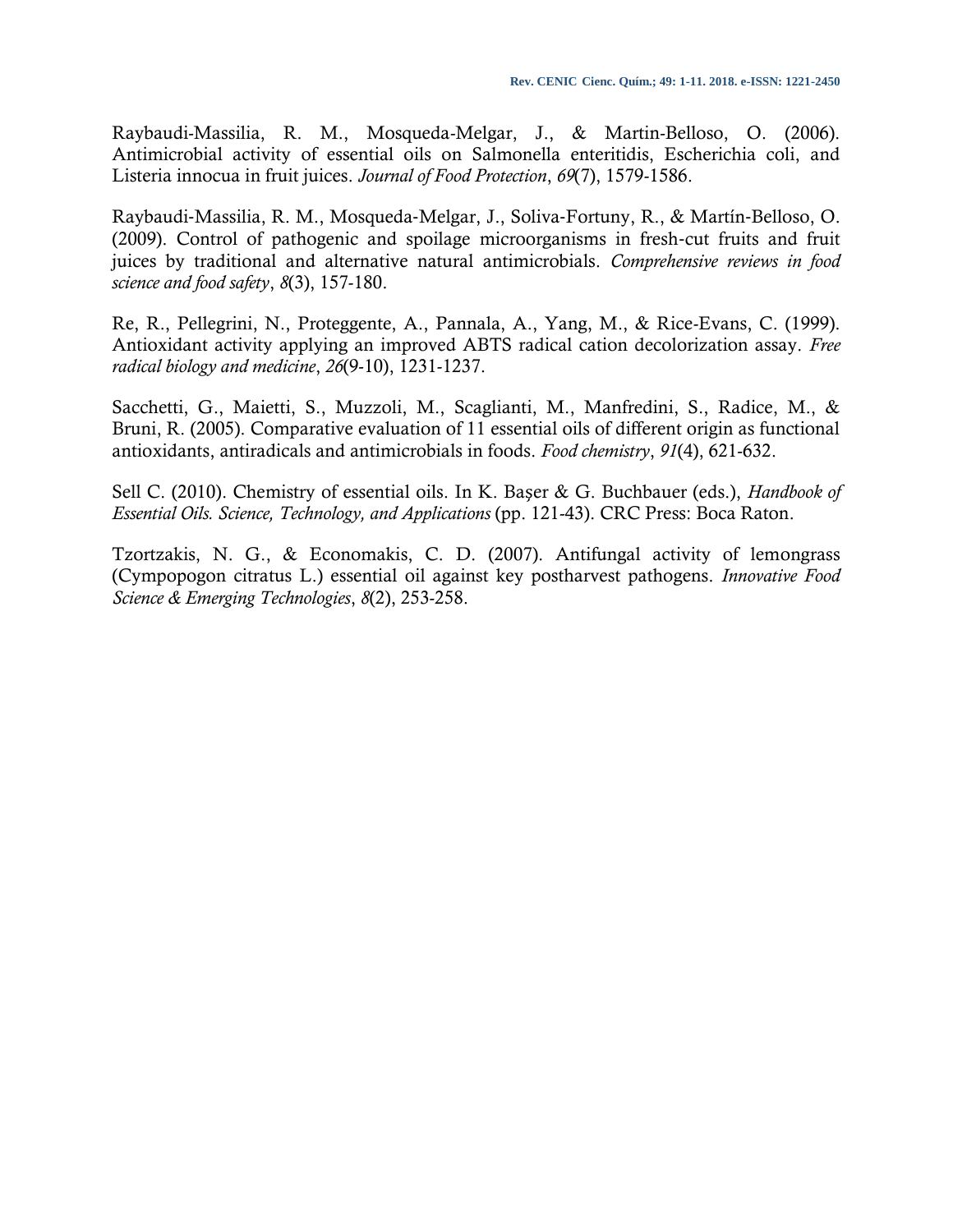Raybaudi-Massilia, R. M., Mosqueda-Melgar, J., & Martin-Belloso, O. (2006). Antimicrobial activity of essential oils on Salmonella enteritidis, Escherichia coli, and Listeria innocua in fruit juices. *Journal of Food Protection*, *69*(7), 1579-1586.

Raybaudi-Massilia, R. M., Mosqueda-Melgar, J., Soliva-Fortuny, R., & Martín-Belloso, O. (2009). Control of pathogenic and spoilage microorganisms in fresh-cut fruits and fruit juices by traditional and alternative natural antimicrobials. *Comprehensive reviews in food science and food safety*, *8*(3), 157-180.

Re, R., Pellegrini, N., Proteggente, A., Pannala, A., Yang, M., & Rice-Evans, C. (1999). Antioxidant activity applying an improved ABTS radical cation decolorization assay. *Free radical biology and medicine*, *26*(9-10), 1231-1237.

Sacchetti, G., Maietti, S., Muzzoli, M., Scaglianti, M., Manfredini, S., Radice, M., & Bruni, R. (2005). Comparative evaluation of 11 essential oils of different origin as functional antioxidants, antiradicals and antimicrobials in foods. *Food chemistry*, *91*(4), 621-632.

Sell C. (2010). Chemistry of essential oils. In K. Başer & G. Buchbauer (eds.), *Handbook of Essential Oils. Science, Technology, and Applications* (pp. 121-43). CRC Press: Boca Raton.

Tzortzakis, N. G., & Economakis, C. D. (2007). Antifungal activity of lemongrass (Cympopogon citratus L.) essential oil against key postharvest pathogens. *Innovative Food Science & Emerging Technologies*, *8*(2), 253-258.